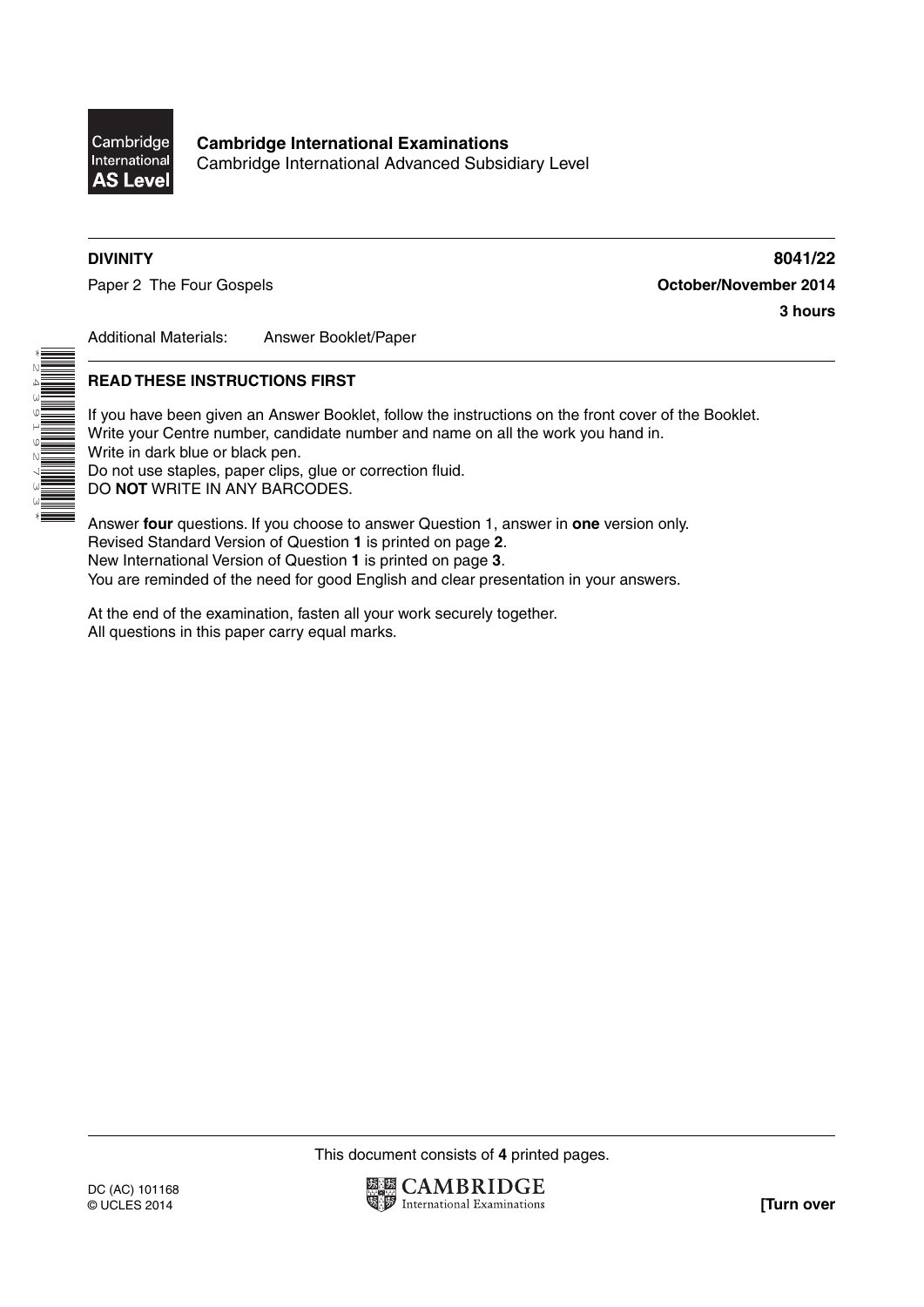**Cambridge International Examinations**
Cambridge International Advanced Subsidiary Level

**DIVINITY** **8041/22**

Paper 2 The Four Gospels **October/November 2014**

**3 hours**

Additional Materials: Answer Booklet/Paper

**READ THESE INSTRUCTIONS FIRST**

If you have been given an Answer Booklet, follow the instructions on the front cover of the Booklet.
Write your Centre number, candidate number and name on all the work you hand in.
Write in dark blue or black pen.
Do not use staples, paper clips, glue or correction fluid.
DO **NOT** WRITE IN ANY BARCODES.

Answer **four** questions. If you choose to answer Question 1, answer in **one** version only.
Revised Standard Version of Question **1** is printed on page **2**.
New International Version of Question **1** is printed on page **3**.
You are reminded of the need for good English and clear presentation in your answers.

At the end of the examination, fasten all your work securely together.
All questions in this paper carry equal marks.

This document consists of **4** printed pages.

DC (AC) 101168
© UCLES 2014

**[Turn over**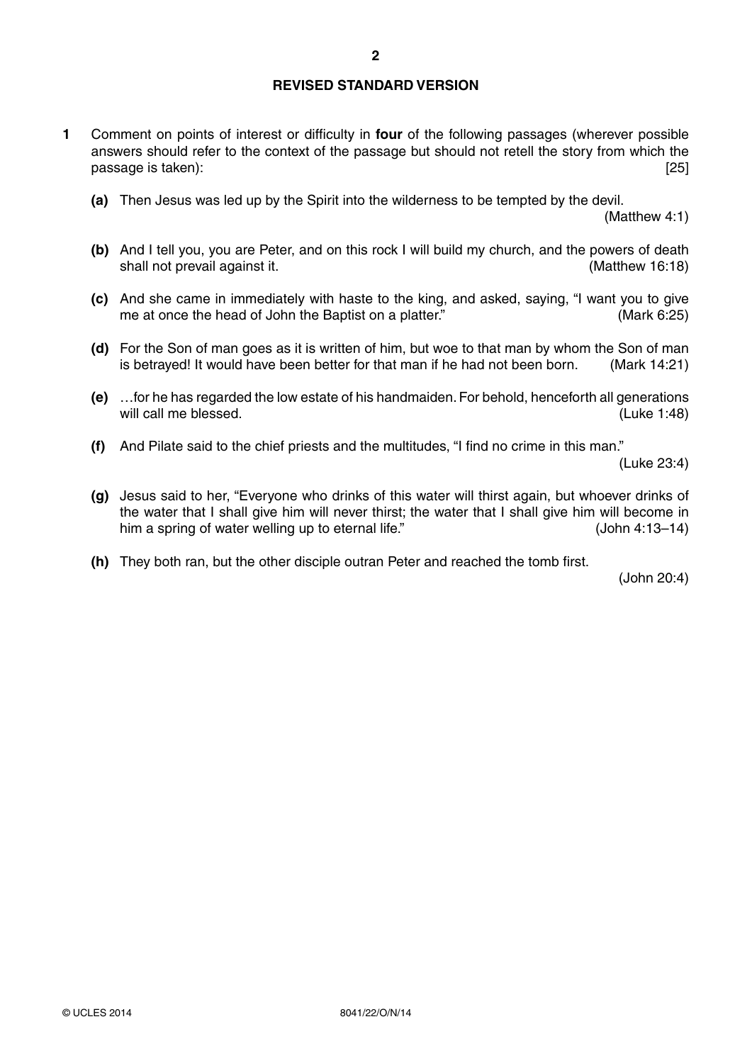## REVISED STANDARD VERSION

**1** Comment on points of interest or difficulty in **four** of the following passages (wherever possible answers should refer to the context of the passage but should not retell the story from which the passage is taken): [25]

**(a)** Then Jesus was led up by the Spirit into the wilderness to be tempted by the devil. (Matthew 4:1)

**(b)** And I tell you, you are Peter, and on this rock I will build my church, and the powers of death shall not prevail against it. (Matthew 16:18)

**(c)** And she came in immediately with haste to the king, and asked, saying, "I want you to give me at once the head of John the Baptist on a platter." (Mark 6:25)

**(d)** For the Son of man goes as it is written of him, but woe to that man by whom the Son of man is betrayed! It would have been better for that man if he had not been born. (Mark 14:21)

**(e)** …for he has regarded the low estate of his handmaiden. For behold, henceforth all generations will call me blessed. (Luke 1:48)

**(f)** And Pilate said to the chief priests and the multitudes, "I find no crime in this man." (Luke 23:4)

**(g)** Jesus said to her, "Everyone who drinks of this water will thirst again, but whoever drinks of the water that I shall give him will never thirst; the water that I shall give him will become in him a spring of water welling up to eternal life." (John 4:13–14)

**(h)** They both ran, but the other disciple outran Peter and reached the tomb first. (John 20:4)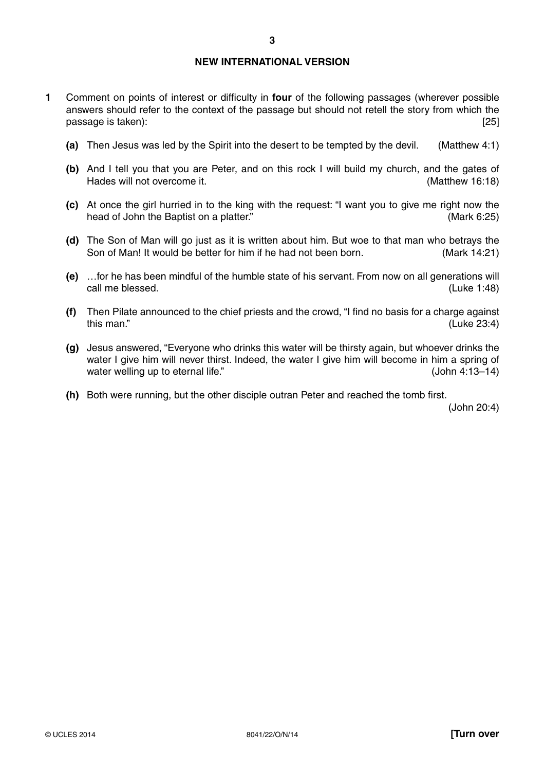## NEW INTERNATIONAL VERSION

**1** Comment on points of interest or difficulty in **four** of the following passages (wherever possible answers should refer to the context of the passage but should not retell the story from which the passage is taken): [25]

**(a)** Then Jesus was led by the Spirit into the desert to be tempted by the devil. (Matthew 4:1)

**(b)** And I tell you that you are Peter, and on this rock I will build my church, and the gates of Hades will not overcome it. (Matthew 16:18)

**(c)** At once the girl hurried in to the king with the request: "I want you to give me right now the head of John the Baptist on a platter." (Mark 6:25)

**(d)** The Son of Man will go just as it is written about him. But woe to that man who betrays the Son of Man! It would be better for him if he had not been born. (Mark 14:21)

**(e)** …for he has been mindful of the humble state of his servant. From now on all generations will call me blessed. (Luke 1:48)

**(f)** Then Pilate announced to the chief priests and the crowd, "I find no basis for a charge against this man." (Luke 23:4)

**(g)** Jesus answered, "Everyone who drinks this water will be thirsty again, but whoever drinks the water I give him will never thirst. Indeed, the water I give him will become in him a spring of water welling up to eternal life." (John 4:13–14)

**(h)** Both were running, but the other disciple outran Peter and reached the tomb first. (John 20:4)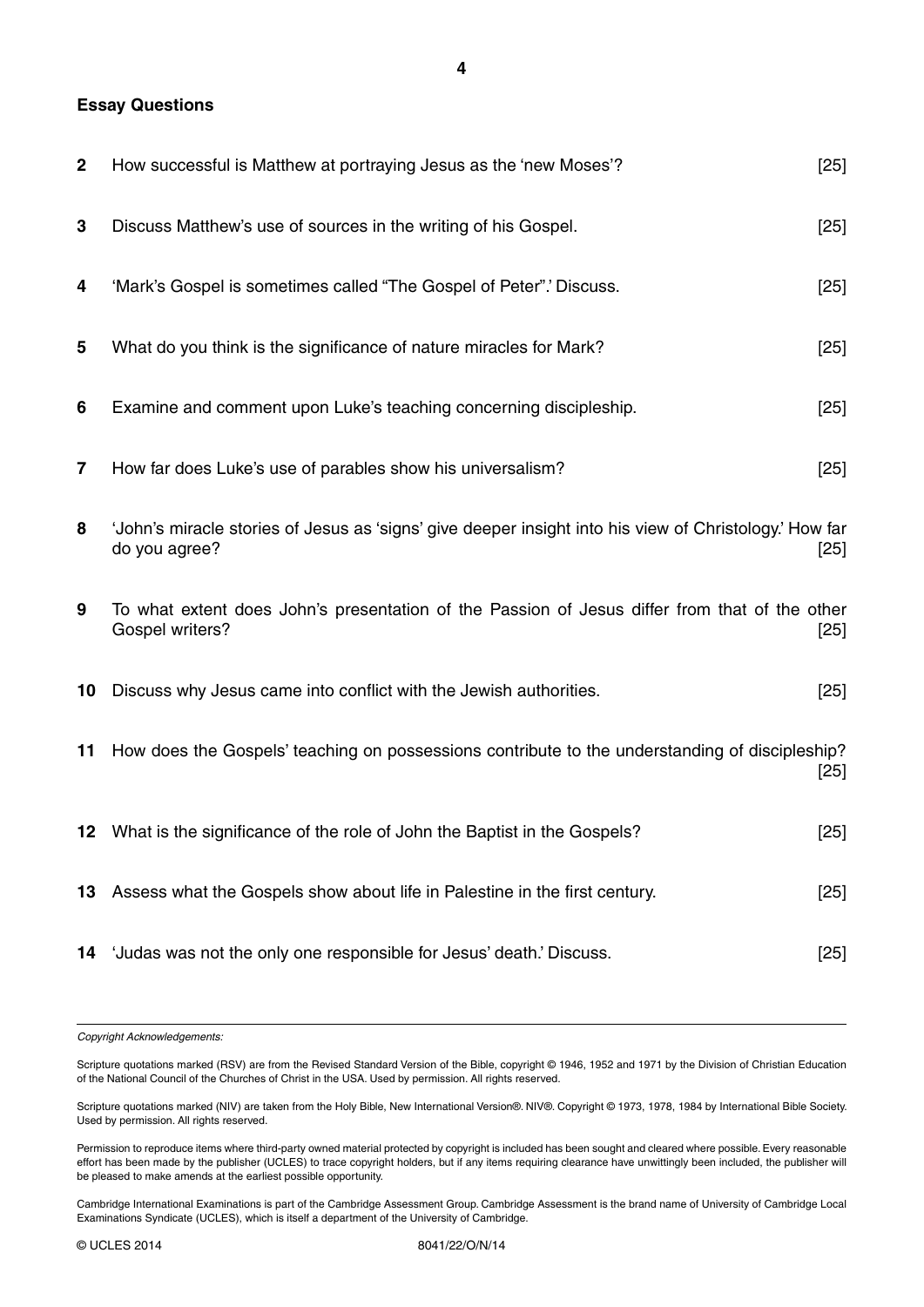**Essay Questions**

2 How successful is Matthew at portraying Jesus as the 'new Moses'? [25]

3 Discuss Matthew's use of sources in the writing of his Gospel. [25]

4 'Mark's Gospel is sometimes called "The Gospel of Peter".' Discuss. [25]

5 What do you think is the significance of nature miracles for Mark? [25]

6 Examine and comment upon Luke's teaching concerning discipleship. [25]

7 How far does Luke's use of parables show his universalism? [25]

8 'John's miracle stories of Jesus as 'signs' give deeper insight into his view of Christology.' How far do you agree? [25]

9 To what extent does John's presentation of the Passion of Jesus differ from that of the other Gospel writers? [25]

10 Discuss why Jesus came into conflict with the Jewish authorities. [25]

11 How does the Gospels' teaching on possessions contribute to the understanding of discipleship? [25]

12 What is the significance of the role of John the Baptist in the Gospels? [25]

13 Assess what the Gospels show about life in Palestine in the first century. [25]

14 'Judas was not the only one responsible for Jesus' death.' Discuss. [25]

---

*Copyright Acknowledgements:*

Scripture quotations marked (RSV) are from the Revised Standard Version of the Bible, copyright © 1946, 1952 and 1971 by the Division of Christian Education of the National Council of the Churches of Christ in the USA. Used by permission. All rights reserved.

Scripture quotations marked (NIV) are taken from the Holy Bible, New International Version®. NIV®. Copyright © 1973, 1978, 1984 by International Bible Society. Used by permission. All rights reserved.

Permission to reproduce items where third-party owned material protected by copyright is included has been sought and cleared where possible. Every reasonable effort has been made by the publisher (UCLES) to trace copyright holders, but if any items requiring clearance have unwittingly been included, the publisher will be pleased to make amends at the earliest possible opportunity.

Cambridge International Examinations is part of the Cambridge Assessment Group. Cambridge Assessment is the brand name of University of Cambridge Local Examinations Syndicate (UCLES), which is itself a department of the University of Cambridge.

© UCLES 2014 8041/22/O/N/14